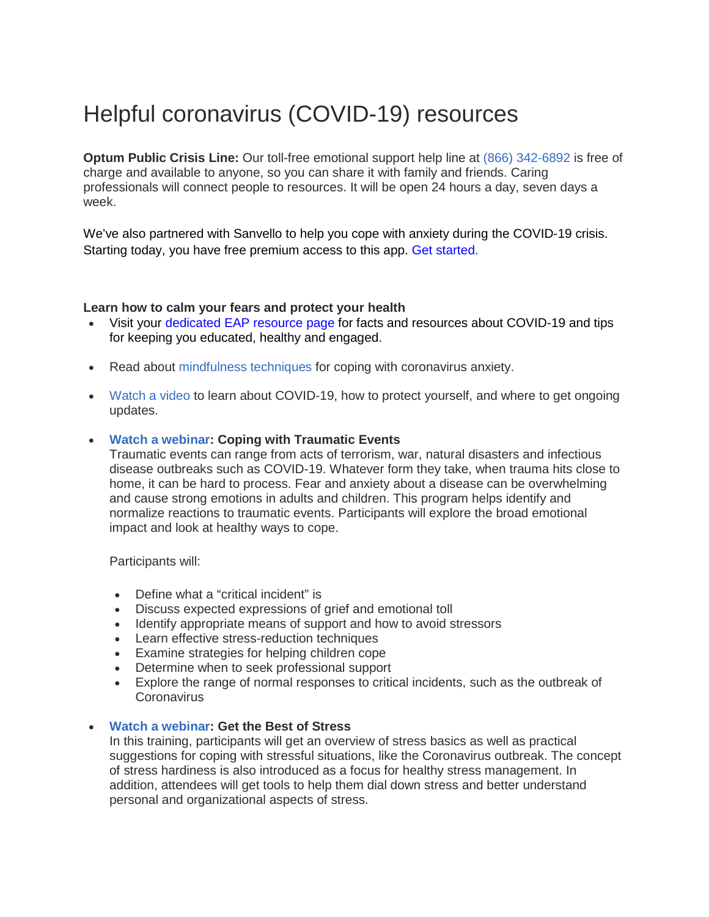# Helpful coronavirus (COVID-19) resources

**Optum Public Crisis Line:** Our toll-free emotional support help line at (866) 342-6892 is free of charge and available to anyone, so you can share it with family and friends. Caring professionals will connect people to resources. It will be open 24 hours a day, seven days a week.

We've also partnered with Sanvello to help you cope with anxiety during the COVID-19 crisis. Starting today, you have free premium access to this app. Get started.

**Learn how to calm your fears and protect your health**

- Visit your dedicated EAP resource page for facts and resources about COVID-19 and tips for keeping you educated, healthy and engaged.

- Read about mindfulness techniques for coping with coronavirus anxiety.

- Watch a video to learn about COVID-19, how to protect yourself, and where to get ongoing updates.

- **Watch a webinar: Coping with Traumatic Events**
  Traumatic events can range from acts of terrorism, war, natural disasters and infectious disease outbreaks such as COVID-19. Whatever form they take, when trauma hits close to home, it can be hard to process. Fear and anxiety about a disease can be overwhelming and cause strong emotions in adults and children. This program helps identify and normalize reactions to traumatic events. Participants will explore the broad emotional impact and look at healthy ways to cope.

  Participants will:

  - Define what a "critical incident" is
  - Discuss expected expressions of grief and emotional toll
  - Identify appropriate means of support and how to avoid stressors
  - Learn effective stress-reduction techniques
  - Examine strategies for helping children cope
  - Determine when to seek professional support
  - Explore the range of normal responses to critical incidents, such as the outbreak of Coronavirus

- **Watch a webinar: Get the Best of Stress**
  In this training, participants will get an overview of stress basics as well as practical suggestions for coping with stressful situations, like the Coronavirus outbreak. The concept of stress hardiness is also introduced as a focus for healthy stress management. In addition, attendees will get tools to help them dial down stress and better understand personal and organizational aspects of stress.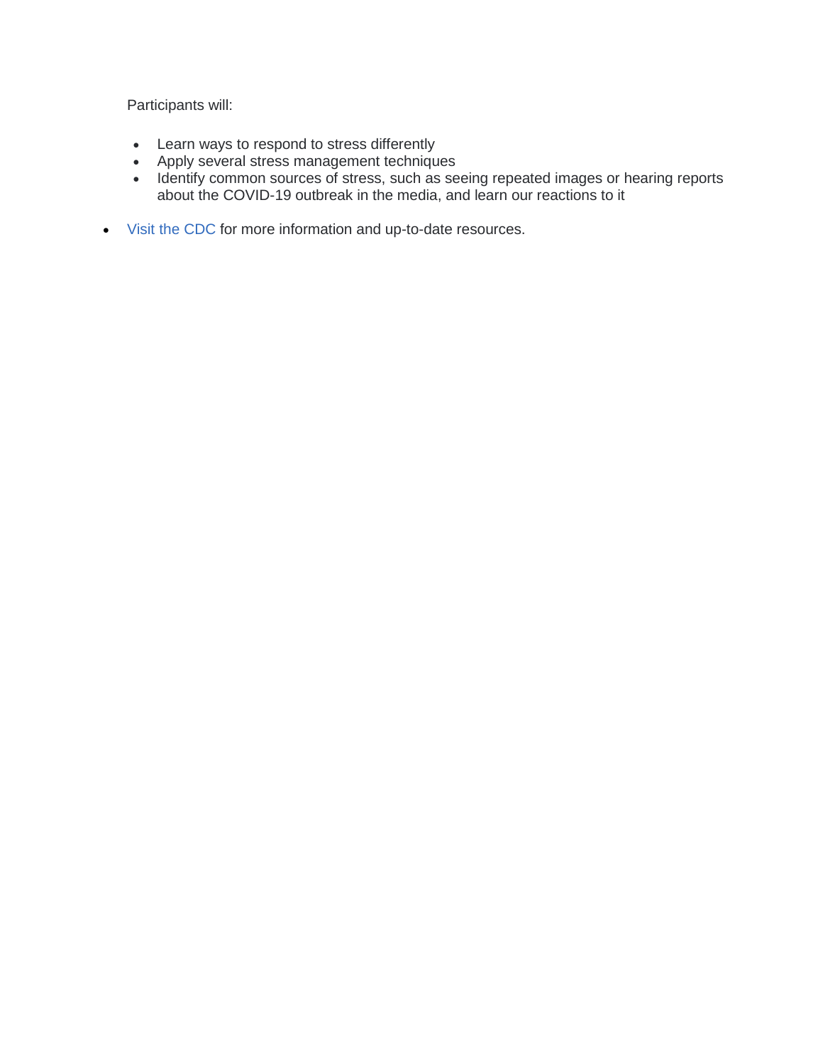Participants will:

- Learn ways to respond to stress differently
- Apply several stress management techniques
- Identify common sources of stress, such as seeing repeated images or hearing reports about the COVID-19 outbreak in the media, and learn our reactions to it

- Visit the CDC for more information and up-to-date resources.